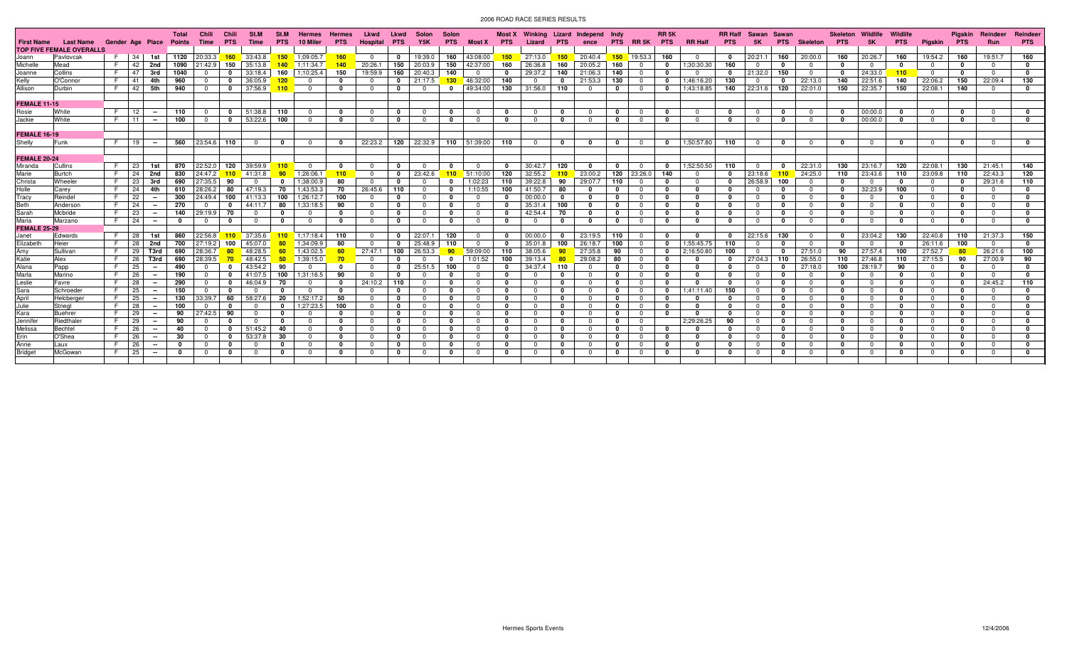# 2006 ROAD RACE SERIES RESULTS

| First Name | Last Name | Gender | Age | Place | Total Points | Chili Time | Chili PTS | St.M Time | St.M PTS | Hermes 10 Miler | Hermes PTS | Lkwd Hospital | Lkwd PTS | Solon Y5K | Solon PTS | Most X | Most X PTS | Winking Lizard | Lizard PTS | Independence | Indy PTS | RR 5K | RR 5K PTS | RR Half | RR Half PTS | Sawan 5K | Sawan PTS | Skeleton | Skeleton PTS | Wildlife 5K | Wildlife PTS | Pigskin | Pigskin PTS | Reindeer Run | Reindeer PTS |
|---|---|---|---|---|---|---|---|---|---|---|---|---|---|---|---|---|---|---|---|---|---|---|---|---|---|---|---|---|---|---|---|---|---|---|---|
| **TOP FIVE FEMALE OVERALLS** | | | | | | | | | | | | | | | | | | | | | | | | | | | | | | | | | | | |
| Joann | Pavlovcak | F | 34 | 1st | 1120 | 20:33.3 | 160 | 33:43.8 | 150 | 1;09:05.7 | 160 | 0 | 0 | 19:39.0 | 160 | 43:08:00 | 150 | 27:13.0 | 150 | 20:40.4 | 150 | 19:53.3 | 160 | 0 | 0 | 20:21.1 | 160 | 20:00.0 | 160 | 20:26.7 | 160 | 19:54.2 | 160 | 19:51.7 | 160 |
| Michelle | Mead | F | 42 | 2nd | 1090 | 21:42.9 | 150 | 35:13.8 | 140 | 1;11:34.7 | 140 | 20:26.1 | 150 | 20:03.9 | 150 | 42:37:00 | 160 | 26:36.8 | 160 | 20:05.2 | 160 | 0 | 0 | 1;30:30.30 | 160 | 0 | 0 | 0 | 0 | 0 | 0 | 0 | 0 | 0 | 0 |
| Joanne | Collins | F | 47 | 3rd | 1040 | 0 | 0 | 33:18.4 | 160 | 1;10:25.4 | 150 | 19:59.9 | 160 | 20:40.3 | 140 | 0 | 0 | 29:37.2 | 140 | 21:06.3 | 140 | 0 | 0 | 0 | 0 | 21:32.0 | 150 | 0 | 0 | 24:33.0 | 110 | 0 | 0 | 0 | 0 |
| Kelly | O'Connor | F | 41 | 4th | 960 | 0 | 0 | 36:05.9 | 120 | 0 | 0 | 0 | 0 | 21:17.5 | 130 | 46:32:00 | 140 | 0 | 0 | 21:53.3 | 130 | 0 | 0 | 1;46:16.20 | 130 | 0 | 0 | 22:13.0 | 140 | 22:51.6 | 140 | 22:06.2 | 150 | 22:09.4 | 130 |
| Allison | Durbin | F | 42 | 5th | 940 | 0 | 0 | 37:56.9 | 110 | 0 | 0 | 0 | 0 | 0 | 0 | 49:34:00 | 130 | 31:56.0 | 110 | 0 | 0 | 0 | 0 | 1;43:18.85 | 140 | 22:31.6 | 120 | 22:01.0 | 150 | 22:35.7 | 150 | 22:08.1 | 140 | 0 | 0 |
| **FEMALE 11-15** | | | | | | | | | | | | | | | | | | | | | | | | | | | | | | | | | | | |
| Rosie | White | F | 12 | -- | 110 | 0 | 0 | 51:38.8 | 110 | 0 | 0 | 0 | 0 | 0 | 0 | 0 | 0 | 0 | 0 | 0 | 0 | 0 | 0 | 0 | 0 | 0 | 0 | 0 | 0 | 00:00.0 | 0 | 0 | 0 | 0 | 0 |
| Jackie | White | F | 11 | -- | 100 | 0 | 0 | 53:22.6 | 100 | 0 | 0 | 0 | 0 | 0 | 0 | 0 | 0 | 0 | 0 | 0 | 0 | 0 | 0 | 0 | 0 | 0 | 0 | 0 | 0 | 00:00.0 | 0 | 0 | 0 | 0 | 0 |
| **FEMALE 16-19** | | | | | | | | | | | | | | | | | | | | | | | | | | | | | | | | | | | |
| Shelly | Funk | F | 19 | -- | 560 | 23:54.6 | 110 | 0 | 0 | 0 | 0 | 22:23.2 | 120 | 22:32.9 | 110 | 51:39:00 | 110 | 0 | 0 | 0 | 0 | 0 | 0 | 1;50:57.80 | 110 | 0 | 0 | 0 | 0 | 0 | 0 | 0 | 0 | 0 | 0 |
| **FEMALE 20-24** | | | | | | | | | | | | | | | | | | | | | | | | | | | | | | | | | | | |
| Miranda | Cullins | F | 23 | 1st | 870 | 22:52.0 | 120 | 39:59.9 | 110 | 0 | 0 | 0 | 0 | 0 | 0 | 0 | 0 | 30:42.7 | 120 | 0 | 0 | 0 | 0 | 1;52:50.50 | 110 | 0 | 0 | 22:31.0 | 130 | 23:16.7 | 120 | 22:08.1 | 130 | 21:45.1 | 140 |
| Marie | Burtch | F | 24 | 2nd | 830 | 24:47.2 | 110 | 41:31.8 | 90 | 1;26:06.1 | 110 | 0 | 0 | 23:42.6 | 110 | 51:10:00 | 120 | 32:55.2 | 110 | 23:00.2 | 120 | 23:26.0 | 140 | 0 | 0 | 23:18.6 | 110 | 24:25.0 | 110 | 23:43.6 | 110 | 23:09.8 | 110 | 22:43.3 | 120 |
| Christa | Wheeler | F | 23 | 3rd | 690 | 27:35.5 | 90 | 0 | 0 | 1;38:00.9 | 80 | 0 | 0 | 0 | 0 | 1:02:23 | 110 | 39:22.8 | 90 | 29:07.7 | 110 | 0 | 0 | 0 | 0 | 26:58.9 | 100 | 0 | 0 | 0 | 0 | 0 | 0 | 29:31.6 | 110 |
| Holle | Carey | F | 24 | 4th | 610 | 28:26.2 | 80 | 47:19.3 | 70 | 1;43:53.3 | 70 | 26:45.6 | 110 | 0 | 0 | 1:10:55 | 100 | 41:50.7 | 80 | 0 | 0 | 0 | 0 | 0 | 0 | 0 | 0 | 0 | 0 | 32:23.9 | 100 | 0 | 0 | 0 | 0 |
| Tracy | Reindel | F | 22 | -- | 300 | 24:49.4 | 100 | 41:13.3 | 100 | 1;26:12.7 | 100 | 0 | 0 | 0 | 0 | 0 | 0 | 00:00.0 | 0 | 0 | 0 | 0 | 0 | 0 | 0 | 0 | 0 | 0 | 0 | 0 | 0 | 0 | 0 | 0 | 0 |
| Beth | Anderson | F | 24 | -- | 270 | 0 | 0 | 44:11.7 | 80 | 1;33:18.5 | 90 | 0 | 0 | 0 | 0 | 0 | 0 | 35:31.4 | 100 | 0 | 0 | 0 | 0 | 0 | 0 | 0 | 0 | 0 | 0 | 0 | 0 | 0 | 0 | 0 | 0 |
| Sarah | Mcbride | F | 23 | -- | 140 | 29:19.9 | 70 | 0 | 0 | 0 | 0 | 0 | 0 | 0 | 0 | 0 | 0 | 42:54.4 | 70 | 0 | 0 | 0 | 0 | 0 | 0 | 0 | 0 | 0 | 0 | 0 | 0 | 0 | 0 | 0 | 0 |
| Maria | Marzano | F | 24 | -- | 0 | 0 | 0 | 0 | 0 | 0 | 0 | 0 | 0 | 0 | 0 | 0 | 0 | 0 | 0 | 0 | 0 | 0 | 0 | 0 | 0 | 0 | 0 | 0 | 0 | 0 | 0 | 0 | 0 | 0 | 0 |
| **FEMALE 25-29** | | | | | | | | | | | | | | | | | | | | | | | | | | | | | | | | | | | |
| Janet | Edwards | F | 28 | 1st | 860 | 22:56.8 | 110 | 37:35.6 | 110 | 1;17:18.4 | 110 | 0 | 0 | 22:07.1 | 120 | 0 | 0 | 00:00.0 | 0 | 23:19.5 | 110 | 0 | 0 | 0 | 0 | 22:15.6 | 130 | 0 | 0 | 23:04.2 | 130 | 22:40.8 | 110 | 21:37.3 | 150 |
| Elizabeth | Heier | F | 28 | 2nd | 700 | 27:19.2 | 100 | 45:07.0 | 80 | 1;34:09.9 | 80 | 0 | 0 | 25:48.9 | 110 | 0 | 0 | 35:01.8 | 100 | 26:18.7 | 100 | 0 | 0 | 1;55:45.75 | 110 | 0 | 0 | 0 | 0 | 0 | 0 | 26:11.6 | 100 | 0 | 0 |
| Amy | Sullivan | F | 29 | T3rd | 690 | 28:36.7 | 80 | 48:28.5 | 60 | 1;43:02.5 | 60 | 27:47.1 | 100 | 26:53.3 | 90 | 59:09:00 | 110 | 38:05.6 | 90 | 27:35.8 | 90 | 0 | 0 | 2;16:50.80 | 100 | 0 | 0 | 27:51.0 | 90 | 27:57.4 | 100 | 27:52.7 | 80 | 26:21.6 | 100 |
| Katie | Alex | F | 26 | T3rd | 690 | 28:39.5 | 70 | 48:42.5 | 50 | 1;39:15.0 | 70 | 0 | 0 | 0 | 0 | 1:01:52 | 100 | 39:13.4 | 80 | 29:08.2 | 80 | 0 | 0 | 0 | 0 | 27:04.3 | 110 | 26:55.0 | 110 | 27:46.8 | 110 | 27:15.5 | 90 | 27:00.9 | 90 |
| Alana | Papp | F | 25 | -- | 490 | 0 | 0 | 43:54.2 | 90 | 0 | 0 | 0 | 0 | 25:51.5 | 100 | 0 | 0 | 34:37.4 | 110 | 0 | 0 | 0 | 0 | 0 | 0 | 0 | 0 | 27:18.0 | 100 | 28:19.7 | 90 | 0 | 0 | 0 | 0 |
| Marla | Marino | F | 26 | -- | 190 | 0 | 0 | 41:07.5 | 100 | 1;31:16.5 | 90 | 0 | 0 | 0 | 0 | 0 | 0 | 0 | 0 | 0 | 0 | 0 | 0 | 0 | 0 | 0 | 0 | 0 | 0 | 0 | 0 | 0 | 0 | 0 | 0 |
| Leslie | Favre | F | 28 | -- | 290 | 0 | 0 | 46:04.9 | 70 | 0 | 0 | 24:10.2 | 110 | 0 | 0 | 0 | 0 | 0 | 0 | 0 | 0 | 0 | 0 | 0 | 0 | 0 | 0 | 0 | 0 | 0 | 0 | 0 | 0 | 24:45.2 | 110 |
| Sara | Schroeder | F | 25 | -- | 150 | 0 | 0 | 0 | 0 | 0 | 0 | 0 | 0 | 0 | 0 | 0 | 0 | 0 | 0 | 0 | 0 | 0 | 0 | 1;41:11.40 | 150 | 0 | 0 | 0 | 0 | 0 | 0 | 0 | 0 | 0 | 0 |
| April | Helcberger | F | 25 | -- | 130 | 33:39.7 | 60 | 58:27.6 | 20 | 1;52:17.2 | 50 | 0 | 0 | 0 | 0 | 0 | 0 | 0 | 0 | 0 | 0 | 0 | 0 | 0 | 0 | 0 | 0 | 0 | 0 | 0 | 0 | 0 | 0 | 0 | 0 |
| Julie | Striegl | F | 28 | -- | 100 | 0 | 0 | 0 | 0 | 1;27:23.5 | 100 | 0 | 0 | 0 | 0 | 0 | 0 | 0 | 0 | 0 | 0 | 0 | 0 | 0 | 0 | 0 | 0 | 0 | 0 | 0 | 0 | 0 | 0 | 0 | 0 |
| Kara | Buehrer | F | 29 | -- | 90 | 27:42.5 | 90 | 0 | 0 | 0 | 0 | 0 | 0 | 0 | 0 | 0 | 0 | 0 | 0 | 0 | 0 | 0 | 0 | 0 | 0 | 0 | 0 | 0 | 0 | 0 | 0 | 0 | 0 | 0 | 0 |
| Jennifer | Riedthaler | F | 29 | -- | 90 | 0 | 0 | 0 | 0 | 0 | 0 | 0 | 0 | 0 | 0 | 0 | 0 | 0 | 0 | 0 | 0 | 0 | | 2;29:26.25 | 90 | 0 | 0 | 0 | 0 | 0 | 0 | 0 | 0 | 0 | 0 |
| Melissa | Bechtel | F | 26 | -- | 40 | 0 | 0 | 51:45.2 | 40 | 0 | 0 | 0 | 0 | 0 | 0 | 0 | 0 | 0 | 0 | 0 | 0 | 0 | 0 | 0 | 0 | 0 | 0 | 0 | 0 | 0 | 0 | 0 | 0 | 0 | 0 |
| Erin | O'Shea | F | 26 | -- | 30 | 0 | 0 | 53:37.8 | 30 | 0 | 0 | 0 | 0 | 0 | 0 | 0 | 0 | 0 | 0 | 0 | 0 | 0 | 0 | 0 | 0 | 0 | 0 | 0 | 0 | 0 | 0 | 0 | 0 | 0 | 0 |
| Anne | Laux | F | 26 | -- | 0 | 0 | 0 | 0 | 0 | 0 | 0 | 0 | 0 | 0 | 0 | 0 | 0 | 0 | 0 | 0 | 0 | 0 | 0 | 0 | 0 | 0 | 0 | 0 | 0 | 0 | 0 | 0 | 0 | 0 | 0 |
| Bridget | McGowan | F | 25 | -- | 0 | 0 | 0 | 0 | 0 | 0 | 0 | 0 | 0 | 0 | 0 | 0 | 0 | 0 | 0 | 0 | 0 | 0 | 0 | 0 | 0 | 0 | 0 | 0 | 0 | 0 | 0 | 0 | 0 | 0 | 0 |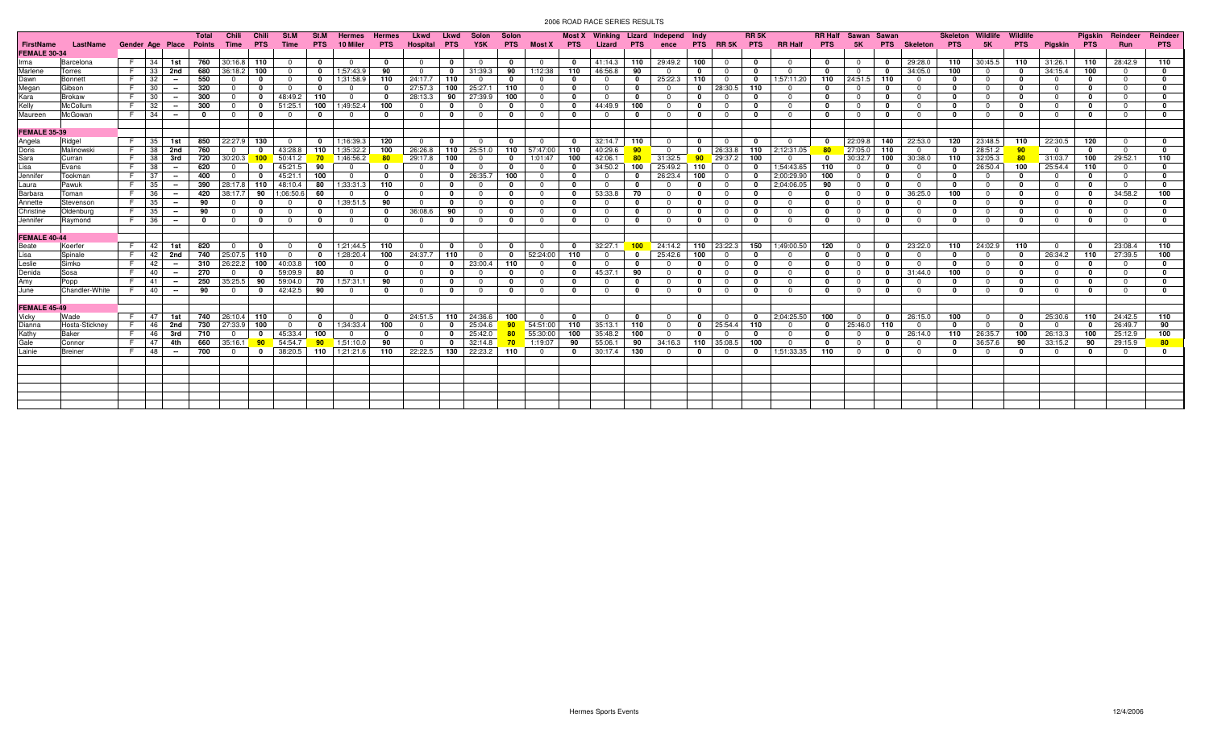# 2006 ROAD RACE SERIES RESULTS

| FirstName | LastName | Gender | Age | Place | Total Points | Chili Time | Chili PTS | St.M Time | St.M PTS | Hermes 10 Miler | Hermes PTS | Lkwd Hospital | Lkwd PTS | Solon Y5K | Solon PTS | Most X | Most X PTS | Winking Lizard | Lizard PTS | Independence | Indy PTS | RR 5K | RR 5K PTS | RR Half | RR Half PTS | Sawan 5K | Sawan PTS | Skeleton | Skeleton PTS | Wildlife 5K | Wildlife PTS | Pigskin | Pigskin PTS | Reindeer Run | Reindeer PTS |
|---|---|---|---|---|---|---|---|---|---|---|---|---|---|---|---|---|---|---|---|---|---|---|---|---|---|---|---|---|---|---|---|---|---|---|---|
| **FEMALE 30-34** | | | | | | | | | | | | | | | | | | | | | | | | | | | | | | | | | | | |
| Irma | Barcelona | F | 34 | 1st | 760 | 30:16.8 | 110 | 0 | 0 | 0 | 0 | 0 | 0 | 0 | 0 | 0 | 0 | 41:14.3 | 110 | 29:49.2 | 100 | 0 | 0 | 0 | 0 | 0 | 0 | 29:28.0 | 110 | 30:45.5 | 110 | 31:26.1 | 110 | 28:42.9 | 110 |
| Marlene | Torres | F | 33 | 2nd | 680 | 36:18.2 | 100 | 0 | 0 | 1;57:43.9 | 90 | 0 | 0 | 31:39.3 | 90 | 1:12:38 | 110 | 46:56.8 | 90 | 0 | 0 | 0 | 0 | 0 | 0 | 0 | 0 | 34:05.0 | 100 | 0 | 0 | 34:15.4 | 100 | 0 | 0 |
| Dawn | Bonnett | F | 32 | -- | 550 | 0 | 0 | 0 | 0 | 1;31:58.9 | 110 | 24:17.7 | 110 | 0 | 0 | 0 | 0 | 0 | 0 | 25:22.3 | 110 | 0 | 0 | 1;57:11.20 | 110 | 24:51.5 | 110 | 0 | 0 | 0 | 0 | 0 | 0 | 0 | 0 |
| Megan | Gibson | F | 30 | -- | 320 | 0 | 0 | 0 | 0 | 0 | 0 | 27:57.3 | 100 | 25:27.1 | 110 | 0 | 0 | 0 | 0 | 0 | 0 | 28:30.5 | 110 | 0 | 0 | 0 | 0 | 0 | 0 | 0 | 0 | 0 | 0 | 0 | 0 |
| Kara | Brokaw | F | 30 | -- | 300 | 0 | 0 | 48:49.2 | 110 | 0 | 0 | 28:13.3 | 90 | 27:39.9 | 100 | 0 | 0 | 0 | 0 | 0 | 0 | 0 | 0 | 0 | 0 | 0 | 0 | 0 | 0 | 0 | 0 | 0 | 0 | 0 | 0 |
| Kelly | McCollum | F | 32 | -- | 300 | 0 | 0 | 51:25.1 | 100 | 1;49:52.4 | 100 | 0 | 0 | 0 | 0 | 0 | 0 | 44:49.9 | 100 | 0 | 0 | 0 | 0 | 0 | 0 | 0 | 0 | 0 | 0 | 0 | 0 | 0 | 0 | 0 | 0 |
| Maureen | McGowan | F | 34 | -- | 0 | 0 | 0 | 0 | 0 | 0 | 0 | 0 | 0 | 0 | 0 | 0 | 0 | 0 | 0 | 0 | 0 | 0 | 0 | 0 | 0 | 0 | 0 | 0 | 0 | 0 | 0 | 0 | 0 | 0 | 0 |
| **FEMALE 35-39** | | | | | | | | | | | | | | | | | | | | | | | | | | | | | | | | | | | |
| Angela | Ridgel | F | 35 | 1st | 850 | 22:27.9 | 130 | 0 | 0 | 1;16:39.3 | 120 | 0 | 0 | 0 | 0 | 0 | 0 | 32:14.7 | 110 | 0 | 0 | 0 | 0 | 0 | 0 | 22:09.8 | 140 | 22:53.0 | 120 | 23:48.5 | 110 | 22:30.5 | 120 | 0 | 0 |
| Doris | Malinowski | F | 38 | 2nd | 760 | 0 | 0 | 43:28.8 | 110 | 1;35:32.2 | 100 | 26:26.8 | 110 | 25:51.0 | 110 | 57:47:00 | 110 | 40:29.6 | 90 | 0 | 0 | 26:33.8 | 110 | 2;12:31.05 | 80 | 27:05.0 | 110 | 0 | 0 | 28:51.2 | 90 | 0 | 0 | 0 | 0 |
| Sara | Curran | F | 38 | 3rd | 720 | 30:20.3 | 100 | 50:41.2 | 70 | 1;46:56.2 | 80 | 29:17.8 | 100 | 0 | 0 | 1:01:47 | 100 | 42:06.1 | 80 | 31:32.5 | 90 | 29:37.2 | 100 | 0 | 0 | 30:32.7 | 100 | 30:38.0 | 110 | 32:05.3 | 80 | 31:03.7 | 100 | 29:52.1 | 110 |
| Lisa | Evans | F | 38 | -- | 620 | 0 | 0 | 45:21.5 | 90 | 0 | 0 | 0 | 0 | 0 | 0 | 0 | 0 | 34:50.2 | 100 | 25:49.2 | 110 | 0 | 0 | 1;54:43.65 | 110 | 0 | 0 | 0 | 0 | 26:50.4 | 100 | 25:54.4 | 110 | 0 | 0 |
| Jennifer | Tookman | F | 37 | -- | 400 | 0 | 0 | 45:21.1 | 100 | 0 | 0 | 0 | 0 | 26:35.7 | 100 | 0 | 0 | 0 | 0 | 26:23.4 | 100 | 0 | 0 | 2;00:29.90 | 100 | 0 | 0 | 0 | 0 | 0 | 0 | 0 | 0 | 0 | 0 |
| Laura | Pawuk | F | 35 | -- | 390 | 28:17.6 | 110 | 48:10.4 | 80 | 1;33:31.3 | 110 | 0 | 0 | 0 | 0 | 0 | 0 | 0 | 0 | 0 | 0 | 0 | 0 | 2;04:06.05 | 90 | 0 | 0 | 0 | 0 | 0 | 0 | 0 | 0 | 0 | 0 |
| Barbara | Toman | F | 36 | -- | 420 | 38:17.7 | 90 | 1;06:50.6 | 60 | 0 | 0 | 0 | 0 | 0 | 0 | 0 | 0 | 53:33.8 | 70 | 0 | 0 | 0 | 0 | 0 | 0 | 0 | 0 | 36:25.0 | 100 | 0 | 0 | 0 | 0 | 34:58.2 | 100 |
| Annette | Stevenson | F | 35 | -- | 90 | 0 | 0 | 0 | 0 | 1;39:51.5 | 90 | 0 | 0 | 0 | 0 | 0 | 0 | 0 | 0 | 0 | 0 | 0 | 0 | 0 | 0 | 0 | 0 | 0 | 0 | 0 | 0 | 0 | 0 | 0 | 0 |
| Christine | Oldenburg | F | 35 | -- | 90 | 0 | 0 | 0 | 0 | 0 | 0 | 36:08.6 | 90 | 0 | 0 | 0 | 0 | 0 | 0 | 0 | 0 | 0 | 0 | 0 | 0 | 0 | 0 | 0 | 0 | 0 | 0 | 0 | 0 | 0 | 0 |
| Jennifer | Raymond | F | 36 | -- | 0 | 0 | 0 | 0 | 0 | 0 | 0 | 0 | 0 | 0 | 0 | 0 | 0 | 0 | 0 | 0 | 0 | 0 | 0 | 0 | 0 | 0 | 0 | 0 | 0 | 0 | 0 | 0 | 0 | 0 | 0 |
| **FEMALE 40-44** | | | | | | | | | | | | | | | | | | | | | | | | | | | | | | | | | | | |
| Beate | Koerfer | F | 42 | 1st | 820 | 0 | 0 | 0 | 0 | 1;21:44.5 | 110 | 0 | 0 | 0 | 0 | 0 | 0 | 32:27.1 | 100 | 24:14.2 | 110 | 23:22.3 | 150 | 1;49:00.50 | 120 | 0 | 0 | 23:22.0 | 110 | 24:02.9 | 110 | 0 | 0 | 23:08.4 | 110 |
| Lisa | Spinale | F | 42 | 2nd | 740 | 25:07.5 | 110 | 0 | 0 | 1;28:20.4 | 100 | 24:37.7 | 110 | 0 | 0 | 52:24:00 | 110 | 0 | 0 | 25:42.6 | 100 | 0 | 0 | 0 | 0 | 0 | 0 | 0 | 0 | 0 | 0 | 26:34.2 | 110 | 27:39.5 | 100 |
| Leslie | Simko | F | 42 | -- | 310 | 26:22.2 | 100 | 40:03.8 | 100 | 0 | 0 | 0 | 0 | 23:00.4 | 110 | 0 | 0 | 0 | 0 | 0 | 0 | 0 | 0 | 0 | 0 | 0 | 0 | 0 | 0 | 0 | 0 | 0 | 0 | 0 | 0 |
| Denida | Sosa | F | 40 | -- | 270 | 0 | 0 | 59:09.9 | 80 | 0 | 0 | 0 | 0 | 0 | 0 | 0 | 0 | 45:37.1 | 90 | 0 | 0 | 0 | 0 | 0 | 0 | 0 | 0 | 31:44.0 | 100 | 0 | 0 | 0 | 0 | 0 | 0 |
| Amy | Popp | F | 41 | -- | 250 | 35:25.5 | 90 | 59:04.0 | 70 | 1;57:31.1 | 90 | 0 | 0 | 0 | 0 | 0 | 0 | 0 | 0 | 0 | 0 | 0 | 0 | 0 | 0 | 0 | 0 | 0 | 0 | 0 | 0 | 0 | 0 | 0 | 0 |
| June | Chandler-White | F | 40 | -- | 90 | 0 | 0 | 42:42.5 | 90 | 0 | 0 | 0 | 0 | 0 | 0 | 0 | 0 | 0 | 0 | 0 | 0 | 0 | 0 | 0 | 0 | 0 | 0 | 0 | 0 | 0 | 0 | 0 | 0 | 0 | 0 |
| **FEMALE 45-49** | | | | | | | | | | | | | | | | | | | | | | | | | | | | | | | | | | | |
| Vicky | Wade | F | 47 | 1st | 740 | 26:10.4 | 110 | 0 | 0 | 0 | 0 | 24:51.5 | 110 | 24:36.6 | 100 | 0 | 0 | 0 | 0 | 0 | 0 | 0 | 0 | 2;04:25.50 | 100 | 0 | 0 | 26:15.0 | 100 | 0 | 0 | 25:30.6 | 110 | 24:42.5 | 110 |
| Dianna | Hosta-Stickney | F | 46 | 2nd | 730 | 27:33.9 | 100 | 0 | 0 | 1;34:33.4 | 100 | 0 | 0 | 25:04.6 | 90 | 54:51:00 | 110 | 35:13.1 | 110 | 0 | 0 | 25:54.4 | 110 | 0 | 0 | 25:46.0 | 110 | 0 | 0 | 0 | 0 | 0 | 0 | 26:49.7 | 90 |
| Kathy | Baker | F | 46 | 3rd | 710 | 0 | 0 | 45:33.4 | 100 | 0 | 0 | 0 | 0 | 25:42.0 | 80 | 55:30:00 | 100 | 35:48.2 | 100 | 0 | 0 | 0 | 0 | 0 | 0 | 0 | 0 | 26:14.0 | 110 | 26:35.7 | 100 | 26:13.3 | 100 | 25:12.9 | 100 |
| Gale | Connor | F | 47 | 4th | 660 | 35:16.1 | 90 | 54:54.7 | 90 | 1;51:10.0 | 90 | 0 | 0 | 32:14.8 | 70 | 1:19:07 | 90 | 55:06.1 | 90 | 34:16.3 | 110 | 35:08.5 | 100 | 0 | 0 | 0 | 0 | 0 | 0 | 36:57.6 | 90 | 33:15.2 | 90 | 29:15.9 | 80 |
| Lainie | Breiner | F | 48 | -- | 700 | 0 | 0 | 38:20.5 | 110 | 1;21:21.6 | 110 | 22:22.5 | 130 | 22:23.2 | 110 | 0 | 0 | 30:17.4 | 130 | 0 | 0 | 0 | 0 | 1;51:33.35 | 110 | 0 | 0 | 0 | 0 | 0 | 0 | 0 | 0 | 0 | 0 |

Hermes Sports Events

12/4/2006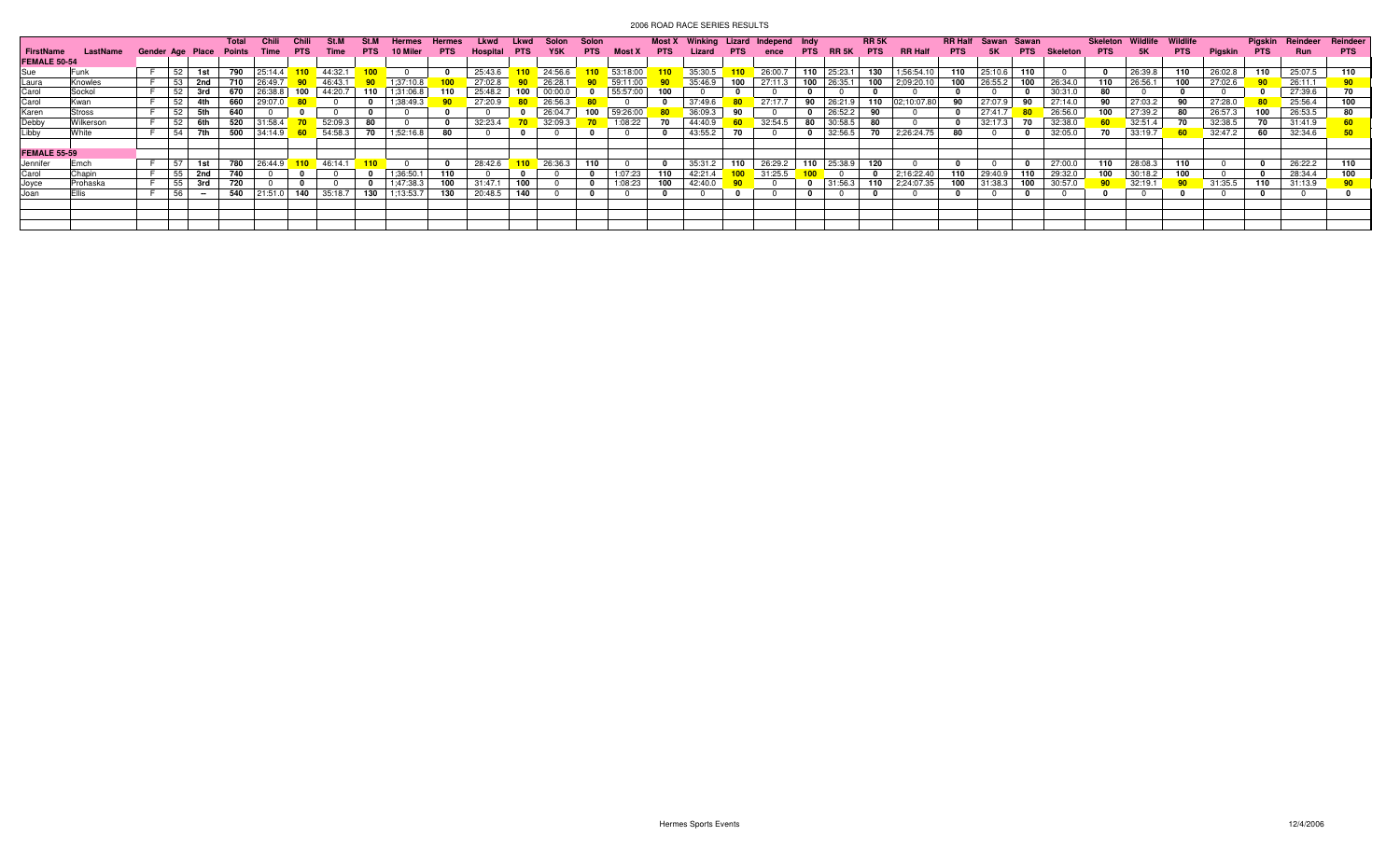# 2006 ROAD RACE SERIES RESULTS

| FirstName | LastName | Gender | Age | Place | Total Points | Chili Time | Chili PTS | St.M Time | St.M PTS | Hermes 10 Miler | Hermes PTS | Lkwd Hospital | Lkwd PTS | Solon Y5K | Solon PTS | Most X | Most X PTS | Winking Lizard | Lizard PTS | Independ ence | Indy PTS | RR 5K | RR 5K PTS | RR Half | RR Half PTS | Sawan 5K | Sawan PTS | Skeleton | Skeleton PTS | Wildlife 5K | Wildlife PTS | Pigskin | Pigskin PTS | Reindeer Run | Reindeer PTS |
|---|---|---|---|---|---|---|---|---|---|---|---|---|---|---|---|---|---|---|---|---|---|---|---|---|---|---|---|---|---|---|---|---|---|---|---|
| **FEMALE 50-54** | | | | | | | | | | | | | | | | | | | | | | | | | | | | | | | | | | | |
| Sue | Funk | F | 52 | 1st | 790 | 25:14.4 | 110 | 44:32.1 | 100 | 0 | 0 | 25:43.6 | 110 | 24:56.6 | 110 | 53:18:00 | 110 | 35:30.5 | 110 | 26:00.7 | 110 | 25:23.1 | 130 | 1;56:54.10 | 110 | 25:10.6 | 110 | 0 | 0 | 26:39.8 | 110 | 26:02.8 | 110 | 25:07.5 | 110 |
| Laura | Knowles | F | 53 | 2nd | 710 | 26:49.7 | 90 | 46:43.1 | 90 | 1;37:10.8 | 100 | 27:02.8 | 90 | 26:28.1 | 90 | 59:11:00 | 90 | 35:46.9 | 100 | 27:11.3 | 100 | 26:35.1 | 100 | 2;09:20.10 | 100 | 26:55.2 | 100 | 26:34.0 | 110 | 26:56.1 | 100 | 27:02.6 | 90 | 26:11.1 | 90 |
| Carol | Sockol | F | 52 | 3rd | 670 | 26:38.8 | 100 | 44:20.7 | 110 | 1;31:06.8 | 110 | 25:48.2 | 100 | 00:00.0 | 0 | 55:57:00 | 100 | 0 | 0 | 0 | 0 | 0 | 0 | 0 | 0 | 0 | 0 | 30:31.0 | 80 | 0 | 0 | 0 | 0 | 27:39.6 | 70 |
| Carol | Kwan | F | 52 | 4th | 660 | 29:07.0 | 80 | 0 | 0 | 1;38:49.3 | 90 | 27:20.9 | 80 | 26:56.3 | 80 | 0 | 0 | 37:49.6 | 80 | 27:17.7 | 90 | 26:21.9 | 110 | 02;10:07.80 | 90 | 27:07.9 | 90 | 27:14.0 | 90 | 27:03.2 | 90 | 27:28.0 | 80 | 25:56.4 | 100 |
| Karen | Stross | F | 52 | 5th | 640 | 0 | 0 | 0 | 0 | 0 | 0 | 0 | 0 | 26:04.7 | 100 | 59:26:00 | 80 | 36:09.3 | 90 | 0 | 0 | 26:52.2 | 90 | 0 | 0 | 27:41.7 | 80 | 26:56.0 | 100 | 27:39.2 | 80 | 26:57.3 | 100 | 26:53.5 | 80 |
| Debby | Wilkerson | F | 52 | 6th | 520 | 31:58.4 | 70 | 52:09.3 | 80 | 0 | 0 | 32:23.4 | 70 | 32:09.3 | 70 | 1:08:22 | 70 | 44:40.9 | 60 | 32:54.5 | 80 | 30:58.5 | 80 | 0 | 0 | 32:17.3 | 70 | 32:38.0 | 60 | 32:51.4 | 70 | 32:38.5 | 70 | 31:41.9 | 60 |
| Libby | White | F | 54 | 7th | 500 | 34:14.9 | 60 | 54:58.3 | 70 | 1;52:16.8 | 80 | 0 | 0 | 0 | 0 | 0 | 0 | 43:55.2 | 70 | 0 | 0 | 32:56.5 | 70 | 2;26:24.75 | 80 | 0 | 0 | 32:05.0 | 70 | 33:19.7 | 60 | 32:47.2 | 60 | 32:34.6 | 50 |
| **FEMALE 55-59** | | | | | | | | | | | | | | | | | | | | | | | | | | | | | | | | | | | |
| Jennifer | Emch | F | 57 | 1st | 780 | 26:44.9 | 110 | 46:14.1 | 110 | 0 | 0 | 28:42.6 | 110 | 26:36.3 | 110 | 0 | 0 | 35:31.2 | 110 | 26:29.2 | 110 | 25:38.9 | 120 | 0 | 0 | 0 | 0 | 27:00.0 | 110 | 28:08.3 | 110 | 0 | 0 | 26:22.2 | 110 |
| Carol | Chapin | F | 55 | 2nd | 740 | 0 | 0 | 0 | 0 | 1;36:50.1 | 110 | 0 | 0 | 0 | 0 | 1:07:23 | 110 | 42:21.4 | 100 | 31:25.5 | 100 | 0 | 0 | 2;16:22.40 | 110 | 29:40.9 | 110 | 29:32.0 | 100 | 30:18.2 | 100 | 0 | 0 | 28:34.4 | 100 |
| Joyce | Prohaska | F | 55 | 3rd | 720 | 0 | 0 | 0 | 0 | 1;47:38.3 | 100 | 31:47.1 | 100 | 0 | 0 | 1:08:23 | 100 | 42:40.0 | 90 | 0 | 0 | 31:56.3 | 110 | 2;24:07.35 | 100 | 31:38.3 | 100 | 30:57.0 | 90 | 32:19.1 | 90 | 31:35.5 | 110 | 31:13.9 | 90 |
| Joan | Ellis | F | 56 | -- | 540 | 21:51.0 | 140 | 35:18.7 | 130 | 1;13:53.7 | 130 | 20:48.5 | 140 | 0 | 0 | 0 | 0 | 0 | 0 | 0 | 0 | 0 | 0 | 0 | 0 | 0 | 0 | 0 | 0 | 0 | 0 | 0 | 0 | 0 | 0 |

Hermes Sports Events

12/4/2006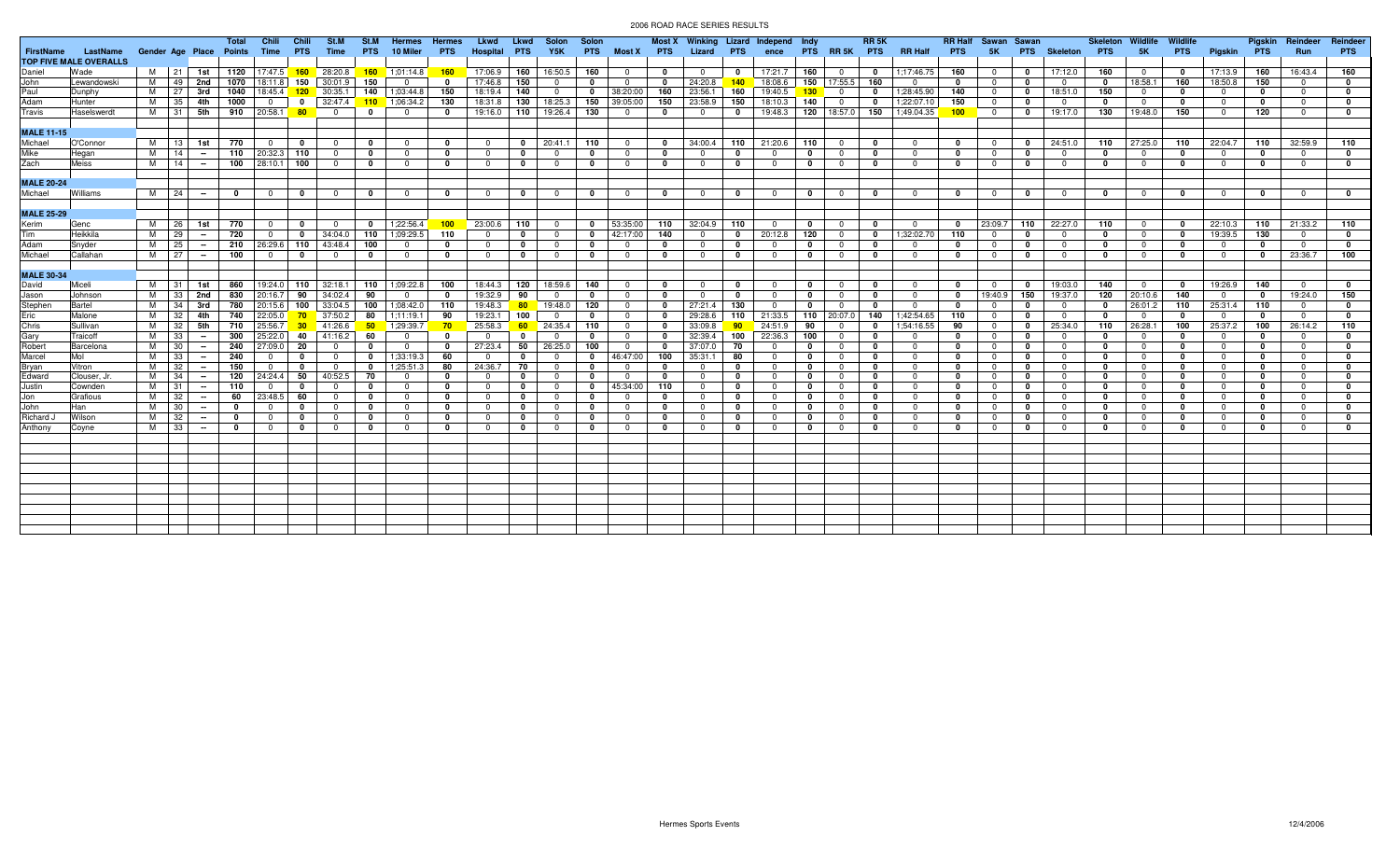# 2006 ROAD RACE SERIES RESULTS

| FirstName | LastName | Gender | Age | Place | Total Points | Chili Time | Chili PTS | St.M Time | St.M PTS | Hermes 10 Miler | Hermes PTS | Lkwd Hospital | Lkwd PTS | Solon Y5K | Solon PTS | Most X | Most X PTS | Winking Lizard | Lizard PTS | Independence | Indy PTS | RR 5K | RR 5K PTS | RR Half | RR Half PTS | Sawan 5K | Sawan PTS | Skeleton | Skeleton PTS | Wildlife 5K | Wildlife PTS | Pigskin | Pigskin PTS | Reindeer Run | Reindeer PTS |
|---|---|---|---|---|---|---|---|---|---|---|---|---|---|---|---|---|---|---|---|---|---|---|---|---|---|---|---|---|---|---|---|---|---|---|---|
| **TOP FIVE MALE OVERALLS** | | | | | | | | | | | | | | | | | | | | | | | | | | | | | | | | | | | |
| Daniel | Wade | M | 21 | 1st | 1120 | 17:47.5 | 160 | 28:20.8 | 160 | 1;01:14.8 | 160 | 17:06.9 | 160 | 16:50.5 | 160 | 0 | 0 | 0 | 0 | 17:21.7 | 160 | 0 | 0 | 1;17:46.75 | 160 | 0 | 0 | 17:12.0 | 160 | 0 | 0 | 17:13.9 | 160 | 16:43.4 | 160 |
| John | Lewandowski | M | 49 | 2nd | 1070 | 18:11.8 | 150 | 30:01.9 | 150 | 0 | 0 | 17:46.8 | 150 | 0 | 0 | 0 | 0 | 24:20.8 | 140 | 18:08.6 | 150 | 17:55.5 | 160 | 0 | 0 | 0 | 0 | 0 | 0 | 18:58.1 | 160 | 18:50.8 | 150 | 0 | 0 |
| Paul | Dunphy | M | 27 | 3rd | 1040 | 18:45.4 | 120 | 30:35.1 | 140 | 1;03:44.8 | 150 | 18:19.4 | 140 | 0 | 0 | 38:20:00 | 160 | 23:56.1 | 160 | 19:40.5 | 130 | 0 | 0 | 1;28:45.90 | 140 | 0 | 0 | 18:51.0 | 150 | 0 | 0 | 0 | 0 | 0 | 0 |
| Adam | Hunter | M | 35 | 4th | 1000 | 0 | 0 | 32:47.4 | 110 | 1;06:34.2 | 130 | 18:31.8 | 130 | 18:25.3 | 150 | 39:05:00 | 150 | 23:58.9 | 150 | 18:10.3 | 140 | 0 | 0 | 1;22:07.10 | 150 | 0 | 0 | 0 | 0 | 0 | 0 | 0 | 0 | 0 | 0 |
| Travis | Haselswerdt | M | 31 | 5th | 910 | 20:58.1 | 80 | 0 | 0 | 0 | 0 | 19:16.0 | 110 | 19:26.4 | 130 | 0 | 0 | 0 | 0 | 19:48.3 | 120 | 18:57.0 | 150 | 1;49:04.35 | 100 | 0 | 0 | 19:17.0 | 130 | 19:48.0 | 150 | 0 | 120 | 0 | 0 |
| **MALE 11-15** | | | | | | | | | | | | | | | | | | | | | | | | | | | | | | | | | | | |
| Michael | O'Connor | M | 13 | 1st | 770 | 0 | 0 | 0 | 0 | 0 | 0 | 0 | 0 | 20:41.1 | 110 | 0 | 0 | 34:00.4 | 110 | 21:20.6 | 110 | 0 | 0 | 0 | 0 | 0 | 0 | 24:51.0 | 110 | 27:25.0 | 110 | 22:04.7 | 110 | 32:59.9 | 110 |
| Mike | Hegan | M | 14 | -- | 110 | 20:32.3 | 110 | 0 | 0 | 0 | 0 | 0 | 0 | 0 | 0 | 0 | 0 | 0 | 0 | 0 | 0 | 0 | 0 | 0 | 0 | 0 | 0 | 0 | 0 | 0 | 0 | 0 | 0 | 0 | 0 |
| Zach | Meiss | M | 14 | -- | 100 | 28:10.1 | 100 | 0 | 0 | 0 | 0 | 0 | 0 | 0 | 0 | 0 | 0 | 0 | 0 | 0 | 0 | 0 | 0 | 0 | 0 | 0 | 0 | 0 | 0 | 0 | 0 | 0 | 0 | 0 | 0 |
| **MALE 20-24** | | | | | | | | | | | | | | | | | | | | | | | | | | | | | | | | | | | |
| Michael | Williams | M | 24 | -- | 0 | 0 | 0 | 0 | 0 | 0 | 0 | 0 | 0 | 0 | 0 | 0 | 0 | 0 | 0 | 0 | 0 | 0 | 0 | 0 | 0 | 0 | 0 | 0 | 0 | 0 | 0 | 0 | 0 | 0 | 0 |
| **MALE 25-29** | | | | | | | | | | | | | | | | | | | | | | | | | | | | | | | | | | | |
| Kerim | Genc | M | 26 | 1st | 770 | 0 | 0 | 0 | 0 | 1;22:56.4 | 100 | 23:00.6 | 110 | 0 | 0 | 53:35:00 | 110 | 32:04.9 | 110 | 0 | 0 | 0 | 0 | 0 | 0 | 23:09.7 | 110 | 22:27.0 | 110 | 0 | 0 | 22:10.3 | 110 | 21:33.2 | 110 |
| Tim | Heikkila | M | 29 | -- | 720 | 0 | 0 | 34:04.0 | 110 | 1;09:29.5 | 110 | 0 | 0 | 0 | 0 | 42:17:00 | 140 | 0 | 0 | 20:12.8 | 120 | 0 | 0 | 1;32:02.70 | 110 | 0 | 0 | 0 | 0 | 0 | 0 | 19:39.5 | 130 | 0 | 0 |
| Adam | Snyder | M | 25 | -- | 210 | 26:29.6 | 110 | 43:48.4 | 100 | 0 | 0 | 0 | 0 | 0 | 0 | 0 | 0 | 0 | 0 | 0 | 0 | 0 | 0 | 0 | 0 | 0 | 0 | 0 | 0 | 0 | 0 | 0 | 0 | 0 | 0 |
| Michael | Callahan | M | 27 | -- | 100 | 0 | 0 | 0 | 0 | 0 | 0 | 0 | 0 | 0 | 0 | 0 | 0 | 0 | 0 | 0 | 0 | 0 | 0 | 0 | 0 | 0 | 0 | 0 | 0 | 0 | 0 | 0 | 0 | 23:36.7 | 100 |
| **MALE 30-34** | | | | | | | | | | | | | | | | | | | | | | | | | | | | | | | | | | | |
| David | Miceli | M | 31 | 1st | 860 | 19:24.0 | 110 | 32:18.1 | 110 | 1;09:22.8 | 100 | 18:44.3 | 120 | 18:59.6 | 140 | 0 | 0 | 0 | 0 | 0 | 0 | 0 | 0 | 0 | 0 | 0 | 0 | 19:03.0 | 140 | 0 | 0 | 19:26.9 | 140 | 0 | 0 |
| Jason | Johnson | M | 33 | 2nd | 830 | 20:16.7 | 90 | 34:02.4 | 90 | 0 | 0 | 19:32.9 | 90 | 0 | 0 | 0 | 0 | 0 | 0 | 0 | 0 | 0 | 0 | 0 | 0 | 19:40.9 | 150 | 19:37.0 | 120 | 20:10.6 | 140 | 0 | 0 | 19:24.0 | 150 |
| Stephen | Bartel | M | 34 | 3rd | 780 | 20:15.6 | 100 | 33:04.5 | 100 | 1;08:42.0 | 110 | 19:48.3 | 80 | 19:48.0 | 120 | 0 | 0 | 27:21.4 | 130 | 0 | 0 | 0 | 0 | 0 | 0 | 0 | 0 | 0 | 0 | 26:01.2 | 110 | 25:31.4 | 110 | 0 | 0 |
| Eric | Malone | M | 32 | 4th | 740 | 22:05.0 | 70 | 37:50.2 | 80 | 1;11:19.1 | 90 | 19:23.1 | 100 | 0 | 0 | 0 | 0 | 29:28.6 | 110 | 21:33.5 | 110 | 20:07.0 | 140 | 1;42:54.65 | 110 | 0 | 0 | 0 | 0 | 0 | 0 | 0 | 0 | 0 | 0 |
| Chris | Sullivan | M | 32 | 5th | 710 | 25:56.7 | 30 | 41:26.6 | 50 | 1;29:39.7 | 70 | 25:58.3 | 60 | 24:35.4 | 110 | 0 | 0 | 33:09.8 | 90 | 24:51.9 | 90 | 0 | 0 | 1;54:16.55 | 90 | 0 | 0 | 25:34.0 | 110 | 26:28.1 | 100 | 25:37.2 | 100 | 26:14.2 | 110 |
| Gary | Traicoff | M | 33 | -- | 300 | 25:22.0 | 40 | 41:16.2 | 60 | 0 | 0 | 0 | 0 | 0 | 0 | 0 | 0 | 32:39.4 | 100 | 22:36.3 | 100 | 0 | 0 | 0 | 0 | 0 | 0 | 0 | 0 | 0 | 0 | 0 | 0 | 0 | 0 |
| Robert | Barcelona | M | 30 | -- | 240 | 27:09.0 | 20 | 0 | 0 | 0 | 0 | 27:23.4 | 50 | 26:25.0 | 100 | 0 | 0 | 37:07.0 | 70 | 0 | 0 | 0 | 0 | 0 | 0 | 0 | 0 | 0 | 0 | 0 | 0 | 0 | 0 | 0 | 0 |
| Marcel | Mol | M | 33 | -- | 240 | 0 | 0 | 0 | 0 | 1;33:19.3 | 60 | 0 | 0 | 0 | 0 | 46:47:00 | 100 | 35:31.1 | 80 | 0 | 0 | 0 | 0 | 0 | 0 | 0 | 0 | 0 | 0 | 0 | 0 | 0 | 0 | 0 | 0 |
| Bryan | Vitron | M | 32 | -- | 150 | 0 | 0 | 0 | 0 | 1;25:51.3 | 80 | 24:36.7 | 70 | 0 | 0 | 0 | 0 | 0 | 0 | 0 | 0 | 0 | 0 | 0 | 0 | 0 | 0 | 0 | 0 | 0 | 0 | 0 | 0 | 0 | 0 |
| Edward | Clouser, Jr. | M | 34 | -- | 120 | 24:24.4 | 50 | 40:52.5 | 70 | 0 | 0 | 0 | 0 | 0 | 0 | 0 | 0 | 0 | 0 | 0 | 0 | 0 | 0 | 0 | 0 | 0 | 0 | 0 | 0 | 0 | 0 | 0 | 0 | 0 | 0 |
| Justin | Cownden | M | 31 | -- | 110 | 0 | 0 | 0 | 0 | 0 | 0 | 0 | 0 | 0 | 0 | 45:34:00 | 110 | 0 | 0 | 0 | 0 | 0 | 0 | 0 | 0 | 0 | 0 | 0 | 0 | 0 | 0 | 0 | 0 | 0 | 0 |
| Jon | Grafious | M | 32 | -- | 60 | 23:48.5 | 60 | 0 | 0 | 0 | 0 | 0 | 0 | 0 | 0 | 0 | 0 | 0 | 0 | 0 | 0 | 0 | 0 | 0 | 0 | 0 | 0 | 0 | 0 | 0 | 0 | 0 | 0 | 0 | 0 |
| John | Han | M | 30 | -- | 0 | 0 | 0 | 0 | 0 | 0 | 0 | 0 | 0 | 0 | 0 | 0 | 0 | 0 | 0 | 0 | 0 | 0 | 0 | 0 | 0 | 0 | 0 | 0 | 0 | 0 | 0 | 0 | 0 | 0 | 0 |
| Richard J | Wilson | M | 32 | -- | 0 | 0 | 0 | 0 | 0 | 0 | 0 | 0 | 0 | 0 | 0 | 0 | 0 | 0 | 0 | 0 | 0 | 0 | 0 | 0 | 0 | 0 | 0 | 0 | 0 | 0 | 0 | 0 | 0 | 0 | 0 |
| Anthony | Coyne | M | 33 | -- | 0 | 0 | 0 | 0 | 0 | 0 | 0 | 0 | 0 | 0 | 0 | 0 | 0 | 0 | 0 | 0 | 0 | 0 | 0 | 0 | 0 | 0 | 0 | 0 | 0 | 0 | 0 | 0 | 0 | 0 | 0 |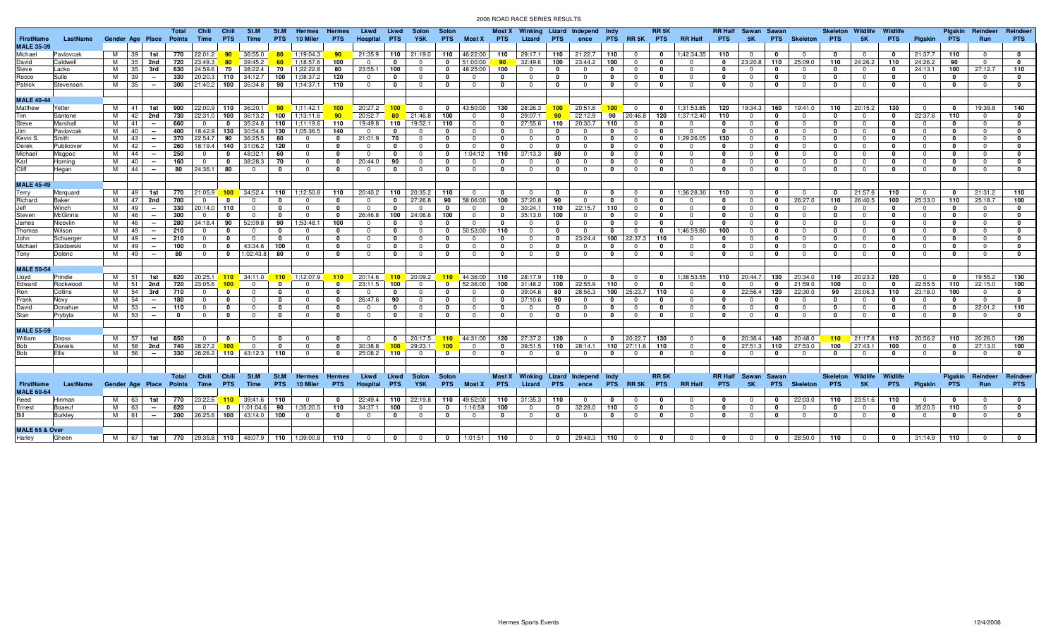# 2006 ROAD RACE SERIES RESULTS

| FirstName | LastName | Gender | Age | Place | Total Points | Chili Time | Chili PTS | St.M Time | St.M PTS | Hermes 10 Miler | Hermes PTS | Lkwd Hospital | Lkwd PTS | Solon Y5K | Solon PTS | Most X | Most X PTS | Winking Lizard | Lizard PTS | Independence | Indy PTS | RR 5K | RR 5K PTS | RR Half | RR Half PTS | Sawan 5K | Sawan PTS | Skeleton | Skeleton PTS | Wildlife 5K | Wildlife PTS | Pigskin | Pigskin PTS | Reindeer Run | Reindeer PTS |
|---|---|---|---|---|---|---|---|---|---|---|---|---|---|---|---|---|---|---|---|---|---|---|---|---|---|---|---|---|---|---|---|---|---|---|---|
| **MALE 35-39** | | | | | | | | | | | | | | | | | | | | | | | | | | | | | | | | | | | |
| Michael | Pavlovcak | M | 39 | 1st | 770 | 22:01.2 | 90 | 36:55.0 | 80 | 1;19:04.3 | 90 | 21:35.9 | 110 | 21:19.0 | 110 | 46:22:00 | 110 | 29:17.1 | 110 | 21:22.7 | 110 | 0 | 0 | 1;42:34.35 | 110 | 0 | 0 | 0 | 0 | 0 | 0 | 21:37.7 | 110 | 0 | 0 |
| David | Caldwell | M | 35 | 2nd | 720 | 23:49.3 | 80 | 39:45.2 | 60 | 1;18:57.6 | 100 | 0 | 0 | 0 | 0 | 51:00:00 | 90 | 32:49.6 | 100 | 23:44.2 | 100 | 0 | 0 | 0 | 0 | 23:20.8 | 110 | 25:09.0 | 110 | 24:26.2 | 110 | 24:26.2 | 90 | 0 | 0 |
| Steve | Lacko | M | 35 | 3rd | 630 | 24:59.6 | 70 | 38:22.4 | 70 | 1;22:22.8 | 80 | 23:55.1 | 100 | 0 | 0 | 48:25:00 | 100 | 0 | 0 | 0 | 0 | 0 | 0 | 0 | 0 | 0 | 0 | 0 | 0 | 0 | 0 | 24:13.1 | 100 | 27:12.7 | 110 |
| Rocco | Sullo | M | 39 | -- | 330 | 20:20.3 | 110 | 34:12.7 | 100 | 1;08:37.2 | 120 | 0 | 0 | 0 | 0 | 0 | 0 | 0 | 0 | 0 | 0 | 0 | 0 | 0 | 0 | 0 | 0 | 0 | 0 | 0 | 0 | 0 | 0 | 0 | 0 |
| Patrick | Stevenson | M | 35 | -- | 300 | 21:40.2 | 100 | 35:34.8 | 90 | 1;14:37.1 | 110 | 0 | 0 | 0 | 0 | 0 | 0 | 0 | 0 | 0 | 0 | 0 | 0 | 0 | 0 | 0 | 0 | 0 | 0 | 0 | 0 | 0 | 0 | 0 | 0 |
| **MALE 40-44** | | | | | | | | | | | | | | | | | | | | | | | | | | | | | | | | | | | |
| Matthew | Yetter | M | 41 | 1st | 900 | 22:00.9 | 110 | 36:20.1 | 90 | 1;11:42.1 | 100 | 20:27.2 | 100 | 0 | 0 | 43:50:00 | 130 | 28:26.3 | 100 | 20:51.6 | 100 | 0 | 0 | 1;31:53.85 | 120 | 19:34.3 | 160 | 19:41.0 | 110 | 20:15.2 | 130 | 0 | 0 | 19:39.8 | 140 |
| Tim | Santone | M | 42 | 2nd | 730 | 22:31.0 | 100 | 36:13.2 | 100 | 1;13:11.6 | 90 | 20:52.7 | 80 | 21:46.8 | 100 | 0 | 0 | 29:07.1 | 90 | 22:12.9 | 90 | 20:46.8 | 120 | 1;37:12.40 | 110 | 0 | 0 | 0 | 0 | 0 | 0 | 22:37.6 | 110 | 0 | 0 |
| Steve | Marshall | M | 41 | -- | 660 | 0 | 0 | 35:24.8 | 110 | 1;11:19.6 | 110 | 19:49.8 | 110 | 19:52.1 | 110 | 0 | 0 | 27:55.6 | 110 | 20:30.7 | 110 | 0 | 0 | 0 | 0 | 0 | 0 | 0 | 0 | 0 | 0 | 0 | 0 | 0 | 0 |
| Jim | Pavlovcak | M | 40 | -- | 400 | 18:42.9 | 130 | 30:54.8 | 130 | 1;05:36.5 | 140 | 0 | 0 | 0 | 0 | 0 | 0 | 0 | 0 | 0 | 0 | 0 | 0 | 0 | 0 | 0 | 0 | 0 | 0 | 0 | 0 | 0 | 0 | 0 | 0 |
| Kevin S. | Smith | M | 43 | -- | 370 | 22:54.7 | 90 | 36:25.5 | 80 | 0 | 0 | 21:01.9 | 70 | 0 | 0 | 0 | 0 | 0 | 0 | 0 | 0 | 0 | 0 | 1;29:26.05 | 130 | 0 | 0 | 0 | 0 | 0 | 0 | 0 | 0 | 0 | 0 |
| Derek | Publicover | M | 42 | -- | 260 | 18:19.4 | 140 | 31:06.2 | 120 | 0 | 0 | 0 | 0 | 0 | 0 | 0 | 0 | 0 | 0 | 0 | 0 | 0 | 0 | 0 | 0 | 0 | 0 | 0 | 0 | 0 | 0 | 0 | 0 | 0 | 0 |
| Michael | Magpoc | M | 44 | -- | 250 | 0 | 0 | 48:32.1 | 60 | 0 | 0 | 0 | 0 | 0 | 0 | 1:04:12 | 110 | 37:13.3 | 80 | 0 | 0 | 0 | 0 | 0 | 0 | 0 | 0 | 0 | 0 | 0 | 0 | 0 | 0 | 0 | 0 |
| Karl | Horning | M | 40 | -- | 160 | 0 | 0 | 38:28.3 | 70 | 0 | 0 | 20:44.0 | 90 | 0 | 0 | 0 | 0 | 0 | 0 | 0 | 0 | 0 | 0 | 0 | 0 | 0 | 0 | 0 | 0 | 0 | 0 | 0 | 0 | 0 | 0 |
| Cliff | Hegan | M | 44 | -- | 80 | 24:36.1 | 80 | 0 | 0 | 0 | 0 | 0 | 0 | 0 | 0 | 0 | 0 | 0 | 0 | 0 | 0 | 0 | 0 | 0 | 0 | 0 | 0 | 0 | 0 | 0 | 0 | 0 | 0 | 0 | 0 |
| **MALE 45-49** | | | | | | | | | | | | | | | | | | | | | | | | | | | | | | | | | | | |
| Terry | Marquard | M | 49 | 1st | 770 | 21:05.9 | 100 | 34:52.4 | 110 | 1;12:50.8 | 110 | 20:40.2 | 110 | 20:35.2 | 110 | 0 | 0 | 0 | 0 | 0 | 0 | 0 | 0 | 1;36:28.30 | 110 | 0 | 0 | 0 | 0 | 21:57.6 | 110 | 0 | 0 | 21:31.2 | 110 |
| Richard | Baker | M | 47 | 2nd | 700 | 0 | 0 | 0 | 0 | 0 | 0 | 0 | 0 | 27:26.8 | 90 | 58:06:00 | 100 | 37:20.8 | 90 | 0 | 0 | 0 | 0 | 0 | 0 | 0 | 0 | 26:27.0 | 110 | 26:40.5 | 100 | 25:33.0 | 110 | 25:18.7 | 100 |
| Jeff | Winch | M | 49 | -- | 330 | 20:14.0 | 110 | 0 | 0 | 0 | 0 | 0 | 0 | 0 | 0 | 0 | 0 | 30:24.1 | 110 | 22:15.7 | 110 | 0 | 0 | 0 | 0 | 0 | 0 | 0 | 0 | 0 | 0 | 0 | 0 | 0 | 0 |
| Steven | McGinnis | M | 46 | -- | 300 | 0 | 0 | 0 | 0 | 0 | 0 | 26:46.8 | 100 | 24:06.6 | 100 | 0 | 0 | 35:13.0 | 100 | 0 | 0 | 0 | 0 | 0 | 0 | 0 | 0 | 0 | 0 | 0 | 0 | 0 | 0 | 0 | 0 |
| James | Nicovlin | M | 46 | -- | 280 | 34:18.4 | 90 | 52:09.8 | 90 | 1;53:48.1 | 100 | 0 | 0 | 0 | 0 | 0 | 0 | 0 | 0 | 0 | 0 | 0 | 0 | 0 | 0 | 0 | 0 | 0 | 0 | 0 | 0 | 0 | 0 | 0 | 0 |
| Thomas | Wilson | M | 49 | -- | 210 | 0 | 0 | 0 | 0 | 0 | 0 | 0 | 0 | 0 | 0 | 50:53:00 | 110 | 0 | 0 | 0 | 0 | 0 | 0 | 1;46:59.80 | 100 | 0 | 0 | 0 | 0 | 0 | 0 | 0 | 0 | 0 | 0 |
| John | Schuerger | M | 49 | -- | 210 | 0 | 0 | 0 | 0 | 0 | 0 | 0 | 0 | 0 | 0 | 0 | 0 | 0 | 0 | 23:24.4 | 100 | 22:37.3 | 110 | 0 | 0 | 0 | 0 | 0 | 0 | 0 | 0 | 0 | 0 | 0 | 0 |
| Michael | Glodowski | M | 49 | -- | 100 | 0 | 0 | 43:34.6 | 100 | 0 | 0 | 0 | 0 | 0 | 0 | 0 | 0 | 0 | 0 | 0 | 0 | 0 | 0 | 0 | 0 | 0 | 0 | 0 | 0 | 0 | 0 | 0 | 0 | 0 | 0 |
| Tony | Dolenc | M | 49 | -- | 80 | 0 | 0 | 1:02:43.8 | 80 | 0 | 0 | 0 | 0 | 0 | 0 | 0 | 0 | 0 | 0 | 0 | 0 | 0 | 0 | 0 | 0 | 0 | 0 | 0 | 0 | 0 | 0 | 0 | 0 | 0 | 0 |
| **MALE 50-54** | | | | | | | | | | | | | | | | | | | | | | | | | | | | | | | | | | | |
| Lloyd | Prindle | M | 51 | 1st | 820 | 20:25.1 | 110 | 34:11.0 | 110 | 1;12:07.9 | 110 | 20:14.6 | 110 | 20:09.2 | 110 | 44:36:00 | 110 | 28:17.9 | 110 | 0 | 0 | 0 | 0 | 1;38:53.55 | 110 | 20:44.7 | 130 | 20:34.0 | 110 | 20:23.2 | 120 | 0 | 0 | 19:55.2 | 130 |
| Edward | Rockwood | M | 51 | 2nd | 720 | 23:05.6 | 100 | 0 | 0 | 0 | 0 | 23:11.5 | 100 | 0 | 0 | 52:36:00 | 100 | 31:48.2 | 100 | 22:55.9 | 110 | 0 | 0 | 0 | 0 | 0 | 0 | 21:59.0 | 100 | 0 | 0 | 22:55.5 | 110 | 22:15.0 | 100 |
| Ron | Collins | M | 54 | 3rd | 710 | 0 | 0 | 0 | 0 | 0 | 0 | 0 | 0 | 0 | 0 | 0 | 0 | 39:04.6 | 80 | 28:56.3 | 100 | 25:23.7 | 110 | 0 | 0 | 22:56.4 | 120 | 22:30.0 | 90 | 23:06.3 | 110 | 23:18.0 | 100 | 0 | 0 |
| Frank | Novy | M | 54 | -- | 180 | 0 | 0 | 0 | 0 | 0 | 0 | 26:47.6 | 90 | 0 | 0 | 0 | 0 | 37:10.6 | 90 | 0 | 0 | 0 | 0 | 0 | 0 | 0 | 0 | 0 | 0 | 0 | 0 | 0 | 0 | 0 | 0 |
| David | Donahue | M | 53 | -- | 110 | 0 | 0 | 0 | 0 | 0 | 0 | 0 | 0 | 0 | 0 | 0 | 0 | 0 | 0 | 0 | 0 | 0 | 0 | 0 | 0 | 0 | 0 | 0 | 0 | 0 | 0 | 0 | 0 | 22:01.2 | 110 |
| Stan | Prybyla | M | 53 | -- | 0 | 0 | 0 | 0 | 0 | 0 | 0 | 0 | 0 | 0 | 0 | 0 | 0 | 0 | 0 | 0 | 0 | 0 | 0 | 0 | 0 | 0 | 0 | 0 | 0 | 0 | 0 | 0 | 0 | 0 | 0 |
| **MALE 55-59** | | | | | | | | | | | | | | | | | | | | | | | | | | | | | | | | | | | |
| William | Stross | M | 57 | 1st | 850 | 0 | 0 | 0 | 0 | 0 | 0 | 0 | 0 | 20:17.5 | 110 | 44:31:00 | 120 | 27:37.2 | 120 | 0 | 0 | 20:22.7 | 130 | 0 | 0 | 20:36.4 | 140 | 20:48.0 | 110 | 21:17.8 | 110 | 20:56.2 | 110 | 20:28.0 | 120 |
| Bob | Daniels | M | 58 | 2nd | 740 | 28:27.2 | 100 | 0 | 0 | 0 | 0 | 30:38.8 | 100 | 29:23.1 | 100 | 0 | 0 | 39:51.5 | 110 | 28:14.1 | 110 | 27:11.6 | 110 | 0 | 0 | 27:51.3 | 110 | 27:53.0 | 100 | 27:43.1 | 100 | 0 | 0 | 27:13.0 | 100 |
| Bob | Ellis | M | 56 | -- | 330 | 26:26.2 | 110 | 43:12.3 | 110 | 0 | 0 | 25:08.2 | 110 | 0 | 0 | 0 | 0 | 0 | 0 | 0 | 0 | 0 | 0 | 0 | 0 | 0 | 0 | 0 | 0 | 0 | 0 | 0 | 0 | 0 | 0 |
| **MALE 60-64** | | | | | | | | | | | | | | | | | | | | | | | | | | | | | | | | | | | |
| Reed | Hinman | M | 63 | 1st | 770 | 23:22.6 | 110 | 39:41.6 | 110 | 0 | 0 | 22:49.4 | 110 | 22:19.8 | 110 | 49:52:00 | 110 | 31:35.3 | 110 | 0 | 0 | 0 | 0 | 0 | 0 | 0 | 0 | 22:03.0 | 110 | 23:51.6 | 110 | 0 | 0 | 0 | 0 |
| Ernest | Boaeuf | M | 63 | -- | 620 | 0 | 0 | 1;01:04.6 | 90 | 1;35:20.5 | 110 | 34:37.1 | 100 | 0 | 0 | 1:16:58 | 100 | 0 | 0 | 32:28.0 | 110 | 0 | 0 | 0 | 0 | 0 | 0 | 0 | 0 | 0 | 0 | 35:20.5 | 110 | 0 | 0 |
| Bill | Burkley | M | 61 | -- | 200 | 26:25.6 | 100 | 43:14.0 | 100 | 0 | 0 | 0 | 0 | 0 | 0 | 0 | 0 | 0 | 0 | 0 | 0 | 0 | 0 | 0 | 0 | 0 | 0 | 0 | 0 | 0 | 0 | 0 | 0 | 0 | 0 |
| **MALE 65 & Over** | | | | | | | | | | | | | | | | | | | | | | | | | | | | | | | | | | | |
| Harley | Gheen | M | 67 | 1st | 770 | 29:35.8 | 110 | 48:07.9 | 110 | 1;39:00.8 | 110 | 0 | 0 | 0 | 0 | 1:01:51 | 110 | 0 | 0 | 29:48.3 | 110 | 0 | 0 | 0 | 0 | 0 | 0 | 28:50.0 | 110 | 0 | 0 | 31:14.9 | 110 | 0 | 0 |

Hermes Sports Events